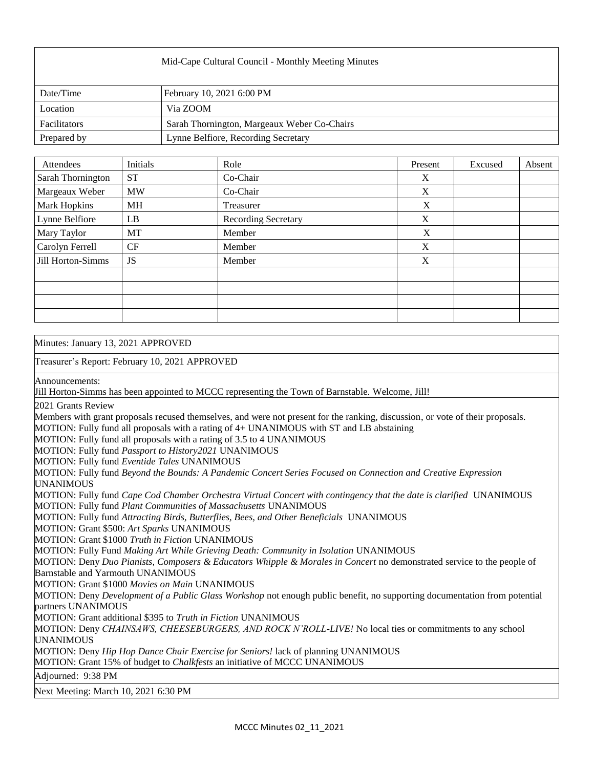# Mid-Cape Cultural Council - Monthly Meeting Minutes

| | |
|---|---|
| Date/Time | February 10, 2021 6:00 PM |
| Location | Via ZOOM |
| Facilitators | Sarah Thornington, Margeaux Weber Co-Chairs |
| Prepared by | Lynne Belfiore, Recording Secretary |

| Attendees | Initials | Role | Present | Excused | Absent |
|---|---|---|---|---|---|
| Sarah Thornington | ST | Co-Chair | X | | |
| Margeaux Weber | MW | Co-Chair | X | | |
| Mark Hopkins | MH | Treasurer | X | | |
| Lynne Belfiore | LB | Recording Secretary | X | | |
| Mary Taylor | MT | Member | X | | |
| Carolyn Ferrell | CF | Member | X | | |
| Jill Horton-Simms | JS | Member | X | | |
| | | | | | |
| | | | | | |
| | | | | | |
| | | | | | |

Minutes: January 13, 2021 APPROVED

Treasurer's Report: February 10, 2021 APPROVED

Announcements:
Jill Horton-Simms has been appointed to MCCC representing the Town of Barnstable. Welcome, Jill!

2021 Grants Review
Members with grant proposals recused themselves, and were not present for the ranking, discussion, or vote of their proposals.
MOTION: Fully fund all proposals with a rating of 4+ UNANIMOUS with ST and LB abstaining
MOTION: Fully fund all proposals with a rating of 3.5 to 4 UNANIMOUS
MOTION: Fully fund *Passport to History2021* UNANIMOUS
MOTION: Fully fund *Eventide Tales* UNANIMOUS
MOTION: Fully fund *Beyond the Bounds: A Pandemic Concert Series Focused on Connection and Creative Expression* UNANIMOUS
MOTION: Fully fund *Cape Cod Chamber Orchestra Virtual Concert with contingency that the date is clarified* UNANIMOUS
MOTION: Fully fund *Plant Communities of Massachusetts* UNANIMOUS
MOTION: Fully fund *Attracting Birds, Butterflies, Bees, and Other Beneficials* UNANIMOUS
MOTION: Grant $500: *Art Sparks* UNANIMOUS
MOTION: Grant $1000 *Truth in Fiction* UNANIMOUS
MOTION: Fully Fund *Making Art While Grieving Death: Community in Isolation* UNANIMOUS
MOTION: Deny *Duo Pianists, Composers & Educators Whipple & Morales in Concert* no demonstrated service to the people of Barnstable and Yarmouth UNANIMOUS
MOTION: Grant $1000 *Movies on Main* UNANIMOUS
MOTION: Deny *Development of a Public Glass Workshop* not enough public benefit, no supporting documentation from potential partners UNANIMOUS
MOTION: Grant additional $395 to *Truth in Fiction* UNANIMOUS
MOTION: Deny *CHAINSAWS, CHEESEBURGERS, AND ROCK N'ROLL-LIVE!* No local ties or commitments to any school UNANIMOUS
MOTION: Deny *Hip Hop Dance Chair Exercise for Seniors!* lack of planning UNANIMOUS
MOTION: Grant 15% of budget to *Chalkfests* an initiative of MCCC UNANIMOUS

Adjourned: 9:38 PM

Next Meeting: March 10, 2021 6:30 PM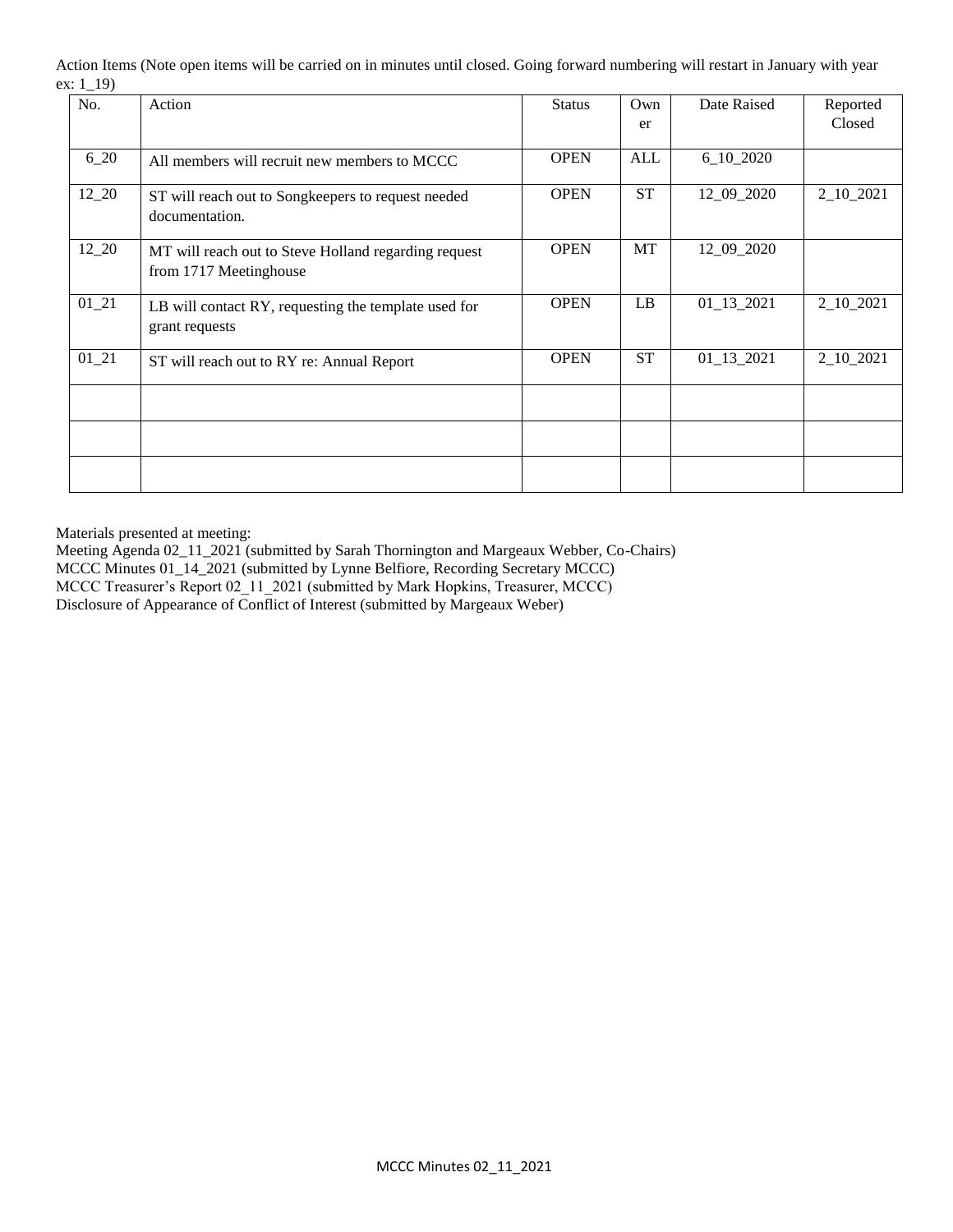Action Items (Note open items will be carried on in minutes until closed. Going forward numbering will restart in January with year ex: 1_19)

| No. | Action | Status | Owner | Date Raised | Reported Closed |
|---|---|---|---|---|---|
| 6_20 | All members will recruit new members to MCCC | OPEN | ALL | 6_10_2020 | |
| 12_20 | ST will reach out to Songkeepers to request needed documentation. | OPEN | ST | 12_09_2020 | 2_10_2021 |
| 12_20 | MT will reach out to Steve Holland regarding request from 1717 Meetinghouse | OPEN | MT | 12_09_2020 | |
| 01_21 | LB will contact RY, requesting the template used for grant requests | OPEN | LB | 01_13_2021 | 2_10_2021 |
| 01_21 | ST will reach out to RY re: Annual Report | OPEN | ST | 01_13_2021 | 2_10_2021 |
| | | | | | |
| | | | | | |
| | | | | | |

Materials presented at meeting:
Meeting Agenda 02_11_2021 (submitted by Sarah Thornington and Margeaux Webber, Co-Chairs)
MCCC Minutes 01_14_2021 (submitted by Lynne Belfiore, Recording Secretary MCCC)
MCCC Treasurer's Report 02_11_2021 (submitted by Mark Hopkins, Treasurer, MCCC)
Disclosure of Appearance of Conflict of Interest (submitted by Margeaux Weber)